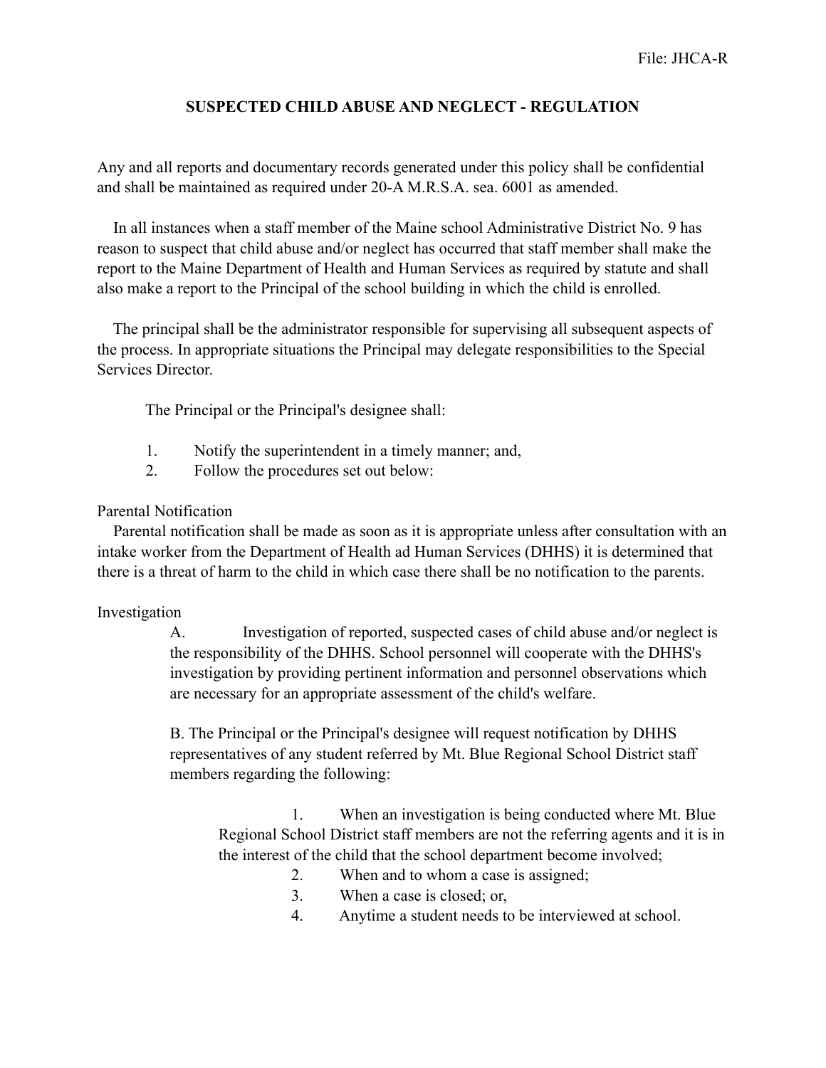File: JHCA-R

# SUSPECTED CHILD ABUSE AND NEGLECT - REGULATION

Any and all reports and documentary records generated under this policy shall be confidential and shall be maintained as required under 20-A M.R.S.A. sea. 6001 as amended.

In all instances when a staff member of the Maine school Administrative District No. 9 has reason to suspect that child abuse and/or neglect has occurred that staff member shall make the report to the Maine Department of Health and Human Services as required by statute and shall also make a report to the Principal of the school building in which the child is enrolled.

The principal shall be the administrator responsible for supervising all subsequent aspects of the process. In appropriate situations the Principal may delegate responsibilities to the Special Services Director.

The Principal or the Principal's designee shall:

1. Notify the superintendent in a timely manner; and,
2. Follow the procedures set out below:

Parental Notification

Parental notification shall be made as soon as it is appropriate unless after consultation with an intake worker from the Department of Health ad Human Services (DHHS) it is determined that there is a threat of harm to the child in which case there shall be no notification to the parents.

Investigation

A. Investigation of reported, suspected cases of child abuse and/or neglect is the responsibility of the DHHS. School personnel will cooperate with the DHHS's investigation by providing pertinent information and personnel observations which are necessary for an appropriate assessment of the child's welfare.

B. The Principal or the Principal's designee will request notification by DHHS representatives of any student referred by Mt. Blue Regional School District staff members regarding the following:

1. When an investigation is being conducted where Mt. Blue Regional School District staff members are not the referring agents and it is in the interest of the child that the school department become involved;
2. When and to whom a case is assigned;
3. When a case is closed; or,
4. Anytime a student needs to be interviewed at school.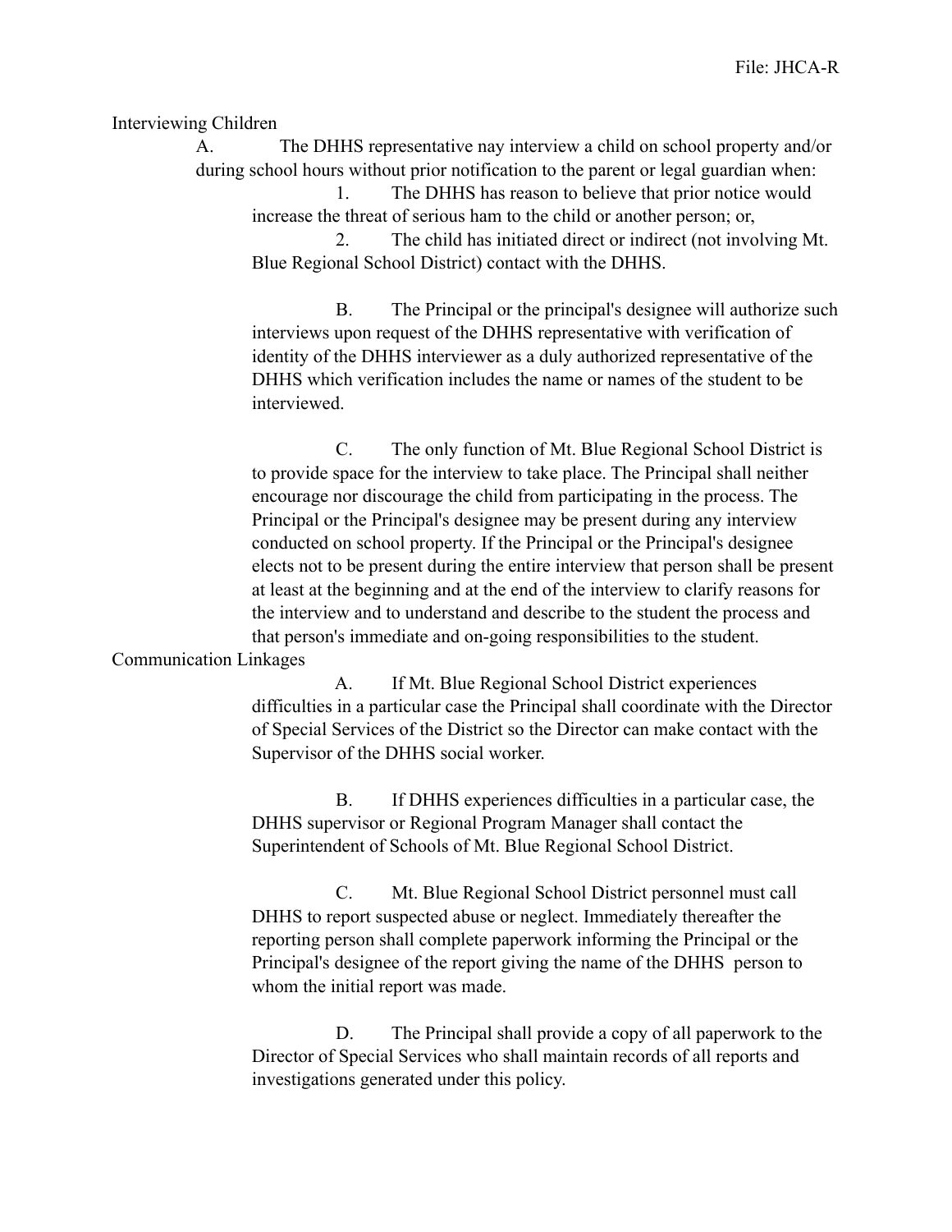Interviewing Children

A. The DHHS representative nay interview a child on school property and/or during school hours without prior notification to the parent or legal guardian when:

1. The DHHS has reason to believe that prior notice would increase the threat of serious ham to the child or another person; or,
2. The child has initiated direct or indirect (not involving Mt. Blue Regional School District) contact with the DHHS.

B. The Principal or the principal's designee will authorize such interviews upon request of the DHHS representative with verification of identity of the DHHS interviewer as a duly authorized representative of the DHHS which verification includes the name or names of the student to be interviewed.

C. The only function of Mt. Blue Regional School District is to provide space for the interview to take place. The Principal shall neither encourage nor discourage the child from participating in the process. The Principal or the Principal's designee may be present during any interview conducted on school property. If the Principal or the Principal's designee elects not to be present during the entire interview that person shall be present at least at the beginning and at the end of the interview to clarify reasons for the interview and to understand and describe to the student the process and that person's immediate and on-going responsibilities to the student.

Communication Linkages

A. If Mt. Blue Regional School District experiences difficulties in a particular case the Principal shall coordinate with the Director of Special Services of the District so the Director can make contact with the Supervisor of the DHHS social worker.

B. If DHHS experiences difficulties in a particular case, the DHHS supervisor or Regional Program Manager shall contact the Superintendent of Schools of Mt. Blue Regional School District.

C. Mt. Blue Regional School District personnel must call DHHS to report suspected abuse or neglect. Immediately thereafter the reporting person shall complete paperwork informing the Principal or the Principal's designee of the report giving the name of the DHHS person to whom the initial report was made.

D. The Principal shall provide a copy of all paperwork to the Director of Special Services who shall maintain records of all reports and investigations generated under this policy.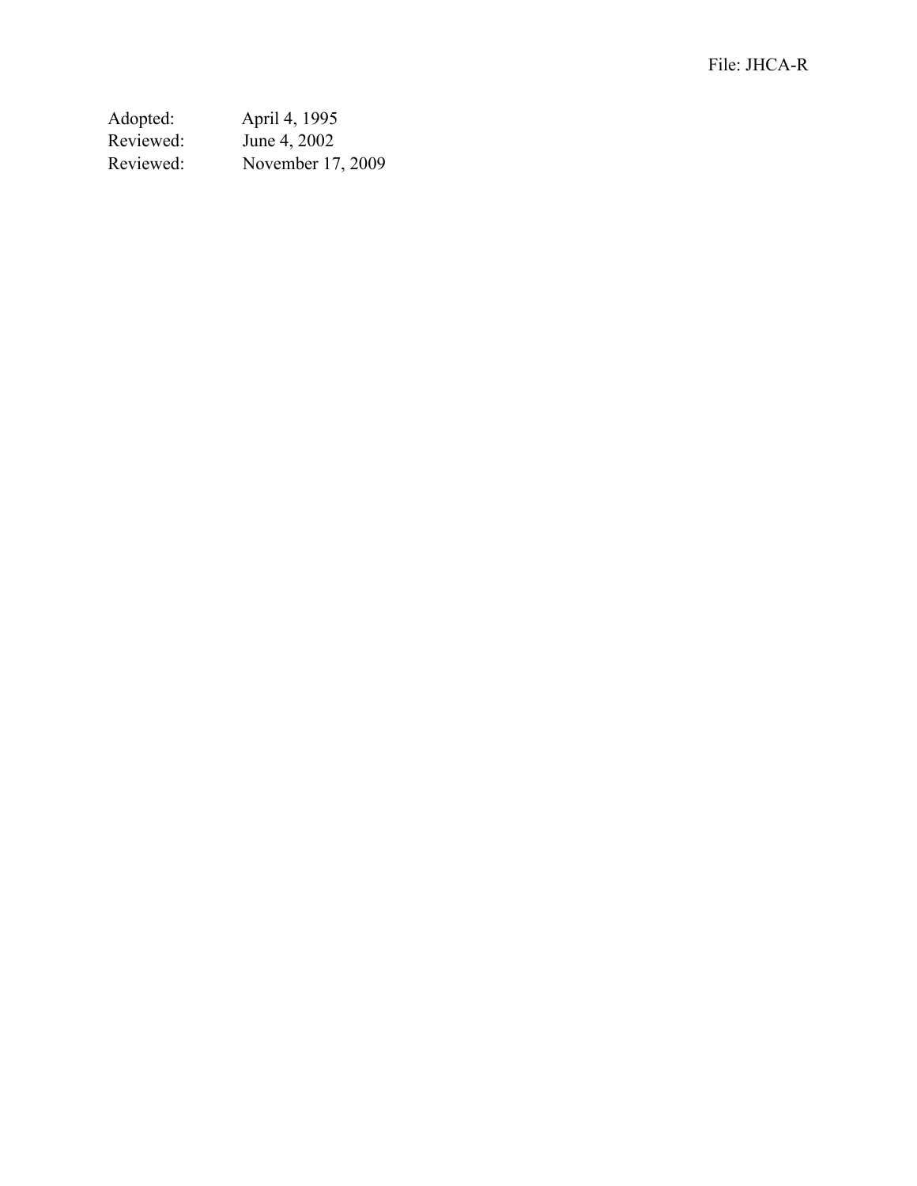Adopted: April 4, 1995
Reviewed: June 4, 2002
Reviewed: November 17, 2009